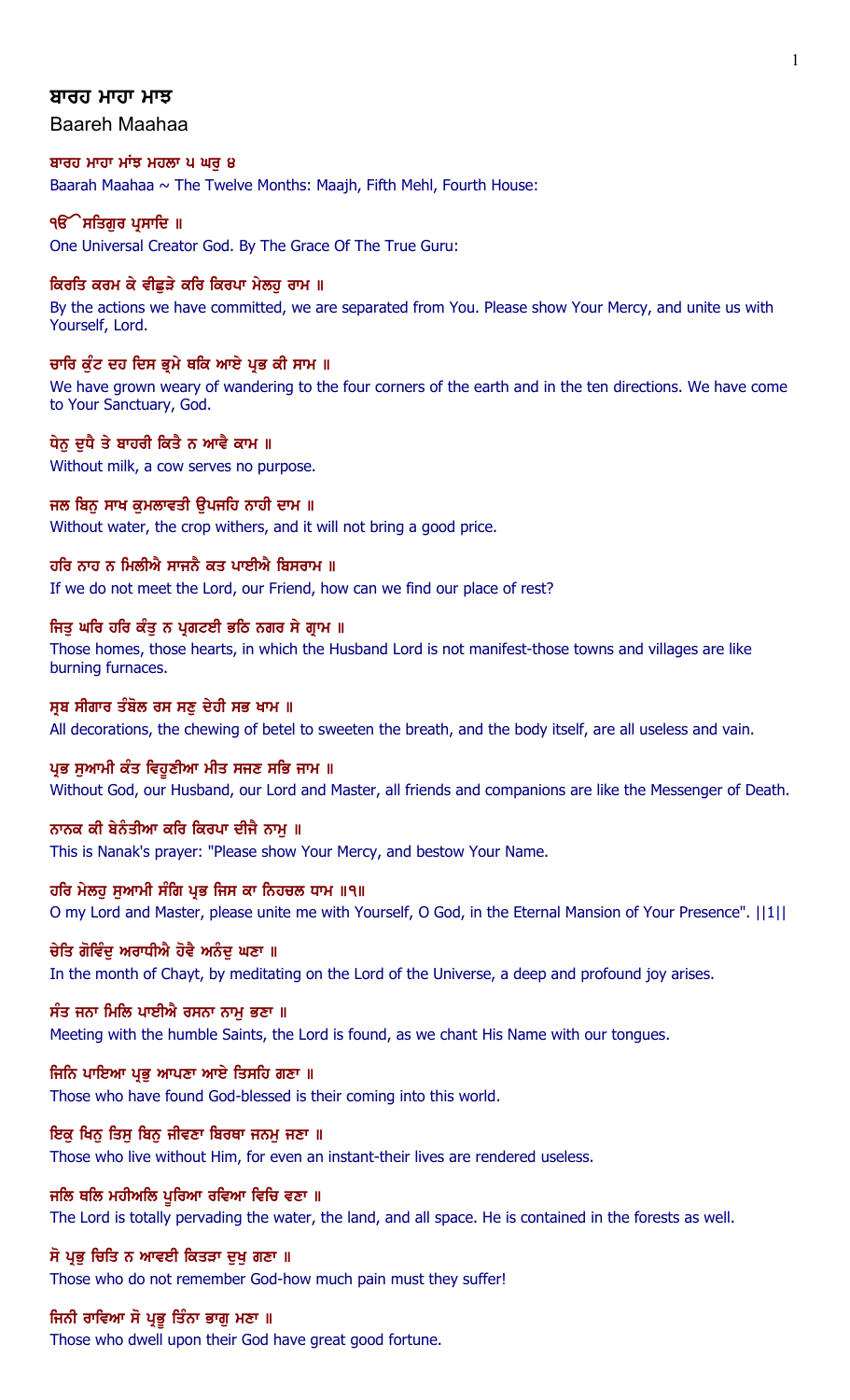## ਬਾਰਹ ਮਾਹਾ ਮਾਝ

Baareh Maahaa

**ਬਾਰਹ ਮਾਹਾ ਮਾਂਝ ਮਹਲਾ ੫ ਘਰੁ ੪**

Baarah Maahaa ~ The Twelve Months: Maajh, Fifth Mehl, Fourth House:

**ੴ ਸਤਿਗੁਰ ਪ੍ਰਸਾਦਿ ॥**

One Universal Creator God. By The Grace Of The True Guru:

**ਕਿਰਤਿ ਕਰਮ ਕੇ ਵੀਛੁੜੇ ਕਰਿ ਕਿਰਪਾ ਮੇਲਹੁ ਰਾਮ ॥**

By the actions we have committed, we are separated from You. Please show Your Mercy, and unite us with Yourself, Lord.

**ਚਾਰਿ ਕੁੰਟ ਦਹ ਦਿਸ ਭ੍ਰਮੇ ਥਕਿ ਆਏ ਪ੍ਰਭ ਕੀ ਸਾਮ ॥**

We have grown weary of wandering to the four corners of the earth and in the ten directions. We have come to Your Sanctuary, God.

**ਧੇਨੁ ਦੁਧੈ ਤੇ ਬਾਹਰੀ ਕਿਤੈ ਨ ਆਵੈ ਕਾਮ ॥**

Without milk, a cow serves no purpose.

**ਜਲ ਬਿਨੁ ਸਾਖ ਕੁਮਲਾਵਤੀ ਉਪਜਹਿ ਨਾਹੀ ਦਾਮ ॥**

Without water, the crop withers, and it will not bring a good price.

**ਹਰਿ ਨਾਹ ਨ ਮਿਲੀਐ ਸਾਜਨੈ ਕਤ ਪਾਈਐ ਬਿਸਰਾਮ ॥**

If we do not meet the Lord, our Friend, how can we find our place of rest?

**ਜਿਤੁ ਘਰਿ ਹਰਿ ਕੰਤੁ ਨ ਪ੍ਰਗਟਈ ਭਠਿ ਨਗਰ ਸੇ ਗ੍ਰਾਮ ॥**

Those homes, those hearts, in which the Husband Lord is not manifest-those towns and villages are like burning furnaces.

**ਸ੍ਰਬ ਸੀਗਾਰ ਤੰਬੋਲ ਰਸ ਸਣੁ ਦੇਹੀ ਸਭ ਖਾਮ ॥**

All decorations, the chewing of betel to sweeten the breath, and the body itself, are all useless and vain.

**ਪ੍ਰਭ ਸੁਆਮੀ ਕੰਤ ਵਿਹੂਣੀਆ ਮੀਤ ਸਜਣ ਸਭਿ ਜਾਮ ॥**

Without God, our Husband, our Lord and Master, all friends and companions are like the Messenger of Death.

**ਨਾਨਕ ਕੀ ਬੇਨੰਤੀਆ ਕਰਿ ਕਿਰਪਾ ਦੀਜੈ ਨਾਮੁ ॥**

This is Nanak's prayer: "Please show Your Mercy, and bestow Your Name.

**ਹਰਿ ਮੇਲਹੁ ਸੁਆਮੀ ਸੰਗਿ ਪ੍ਰਭ ਜਿਸ ਕਾ ਨਿਹਚਲ ਧਾਮ ॥੧॥**

O my Lord and Master, please unite me with Yourself, O God, in the Eternal Mansion of Your Presence". ||1||

**ਚੇਤਿ ਗੋਵਿੰਦੁ ਅਰਾਧੀਐ ਹੋਵੈ ਅਨੰਦੁ ਘਣਾ ॥**

In the month of Chayt, by meditating on the Lord of the Universe, a deep and profound joy arises.

**ਸੰਤ ਜਨਾ ਮਿਲਿ ਪਾਈਐ ਰਸਨਾ ਨਾਮੁ ਭਣਾ ॥**

Meeting with the humble Saints, the Lord is found, as we chant His Name with our tongues.

**ਜਿਨਿ ਪਾਇਆ ਪ੍ਰਭੁ ਆਪਣਾ ਆਏ ਤਿਸਹਿ ਗਣਾ ॥**

Those who have found God-blessed is their coming into this world.

**ਇਕੁ ਖਿਨੁ ਤਿਸੁ ਬਿਨੁ ਜੀਵਣਾ ਬਿਰਥਾ ਜਨਮੁ ਜਣਾ ॥**

Those who live without Him, for even an instant-their lives are rendered useless.

**ਜਲਿ ਥਲਿ ਮਹੀਅਲਿ ਪੂਰਿਆ ਰਵਿਆ ਵਿਚਿ ਵਣਾ ॥**

The Lord is totally pervading the water, the land, and all space. He is contained in the forests as well.

**ਸੋ ਪ੍ਰਭੁ ਚਿਤਿ ਨ ਆਵਈ ਕਿਤੜਾ ਦੁਖੁ ਗਣਾ ॥**

Those who do not remember God-how much pain must they suffer!

**ਜਿਨੀ ਰਾਵਿਆ ਸੋ ਪ੍ਰਭੂ ਤਿੰਨਾ ਭਾਗੁ ਮਣਾ ॥**

Those who dwell upon their God have great good fortune.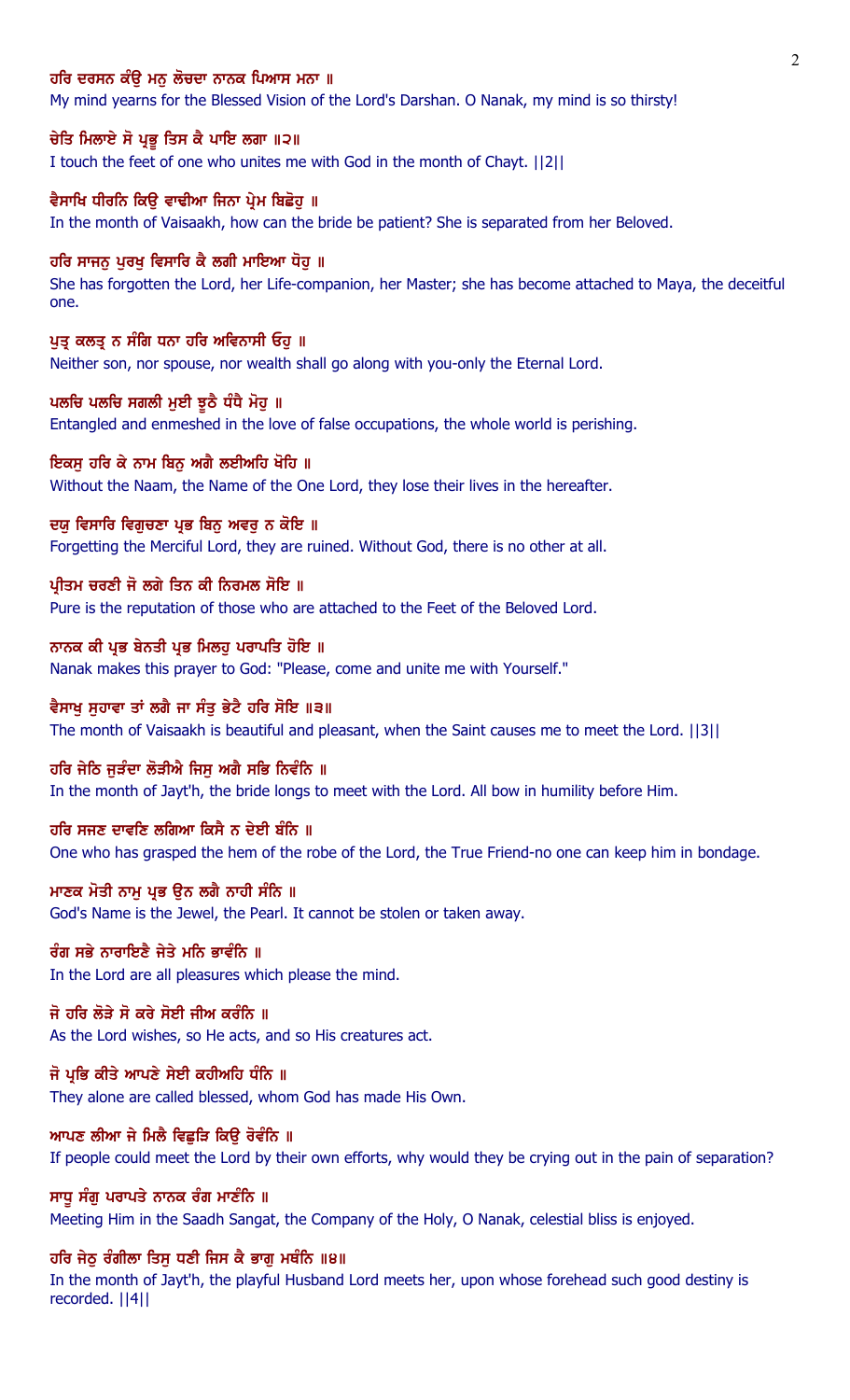ਹਰਿ ਦਰਸਨ ਕੰਉ ਮਨੁ ਲੋਚਦਾ ਨਾਨਕ ਪਿਆਸ ਮਨਾ ॥
My mind yearns for the Blessed Vision of the Lord's Darshan. O Nanak, my mind is so thirsty!

ਚੇਤਿ ਮਿਲਾਏ ਸੋ ਪ੍ਰਭੂ ਤਿਸ ਕੈ ਪਾਇ ਲਗਾ ॥੨॥
I touch the feet of one who unites me with God in the month of Chayt. ||2||

ਵੈਸਾਖਿ ਧੀਰਨਿ ਕਿਉ ਵਾਢੀਆ ਜਿਨਾ ਪ੍ਰੇਮ ਬਿਛੋਹੁ ॥
In the month of Vaisaakh, how can the bride be patient? She is separated from her Beloved.

ਹਰਿ ਸਾਜਨੁ ਪੁਰਖੁ ਵਿਸਾਰਿ ਕੈ ਲਗੀ ਮਾਇਆ ਧੋਹੁ ॥
She has forgotten the Lord, her Life-companion, her Master; she has become attached to Maya, the deceitful one.

ਪੁਤ੍ਰ ਕਲਤ੍ਰ ਨ ਸੰਗਿ ਧਨਾ ਹਰਿ ਅਵਿਨਾਸੀ ਓਹੁ ॥
Neither son, nor spouse, nor wealth shall go along with you-only the Eternal Lord.

ਪਲਚਿ ਪਲਚਿ ਸਗਲੀ ਮੁਈ ਝੂਠੈ ਧੰਧੈ ਮੋਹੁ ॥
Entangled and enmeshed in the love of false occupations, the whole world is perishing.

ਇਕਸੁ ਹਰਿ ਕੇ ਨਾਮ ਬਿਨੁ ਅਗੈ ਲਈਅਹਿ ਖੋਹਿ ॥
Without the Naam, the Name of the One Lord, they lose their lives in the hereafter.

ਦਯੁ ਵਿਸਾਰਿ ਵਿਗੁਚਣਾ ਪ੍ਰਭ ਬਿਨੁ ਅਵਰੁ ਨ ਕੋਇ ॥
Forgetting the Merciful Lord, they are ruined. Without God, there is no other at all.

ਪ੍ਰੀਤਮ ਚਰਣੀ ਜੋ ਲਗੇ ਤਿਨ ਕੀ ਨਿਰਮਲ ਸੋਇ ॥
Pure is the reputation of those who are attached to the Feet of the Beloved Lord.

ਨਾਨਕ ਕੀ ਪ੍ਰਭ ਬੇਨਤੀ ਪ੍ਰਭ ਮਿਲਹੁ ਪਰਾਪਤਿ ਹੋਇ ॥
Nanak makes this prayer to God: "Please, come and unite me with Yourself."

ਵੈਸਾਖੁ ਸੁਹਾਵਾ ਤਾਂ ਲਗੈ ਜਾ ਸੰਤੁ ਭੇਟੈ ਹਰਿ ਸੋਇ ॥੩॥
The month of Vaisaakh is beautiful and pleasant, when the Saint causes me to meet the Lord. ||3||

ਹਰਿ ਜੇਠਿ ਜੁੜੰਦਾ ਲੋੜੀਐ ਜਿਸੁ ਅਗੈ ਸਭਿ ਨਿਵੰਨਿ ॥
In the month of Jayt'h, the bride longs to meet with the Lord. All bow in humility before Him.

ਹਰਿ ਸਜਣ ਦਾਵਣਿ ਲਗਿਆ ਕਿਸੈ ਨ ਦੇਈ ਬੰਨਿ ॥
One who has grasped the hem of the robe of the Lord, the True Friend-no one can keep him in bondage.

ਮਾਣਕ ਮੋਤੀ ਨਾਮੁ ਪ੍ਰਭ ਉਨ ਲਗੈ ਨਾਹੀ ਸੰਨਿ ॥
God's Name is the Jewel, the Pearl. It cannot be stolen or taken away.

ਰੰਗ ਸਭੇ ਨਾਰਾਇਣੈ ਜੇਤੇ ਮਨਿ ਭਾਵੰਨਿ ॥
In the Lord are all pleasures which please the mind.

ਜੋ ਹਰਿ ਲੋੜੇ ਸੋ ਕਰੇ ਸੋਈ ਜੀਅ ਕਰੰਨਿ ॥
As the Lord wishes, so He acts, and so His creatures act.

ਜੋ ਪ੍ਰਭਿ ਕੀਤੇ ਆਪਣੇ ਸੇਈ ਕਹੀਅਹਿ ਧੰਨਿ ॥
They alone are called blessed, whom God has made His Own.

ਆਪਣ ਲੀਆ ਜੇ ਮਿਲੈ ਵਿਛੁੜਿ ਕਿਉ ਰੋਵੰਨਿ ॥
If people could meet the Lord by their own efforts, why would they be crying out in the pain of separation?

ਸਾਧੂ ਸੰਗੁ ਪਰਾਪਤੇ ਨਾਨਕ ਰੰਗ ਮਾਣੰਨਿ ॥
Meeting Him in the Saadh Sangat, the Company of the Holy, O Nanak, celestial bliss is enjoyed.

ਹਰਿ ਜੇਠੁ ਰੰਗੀਲਾ ਤਿਸੁ ਧਣੀ ਜਿਸ ਕੈ ਭਾਗੁ ਮਥੰਨਿ ॥੪॥
In the month of Jayt'h, the playful Husband Lord meets her, upon whose forehead such good destiny is recorded. ||4||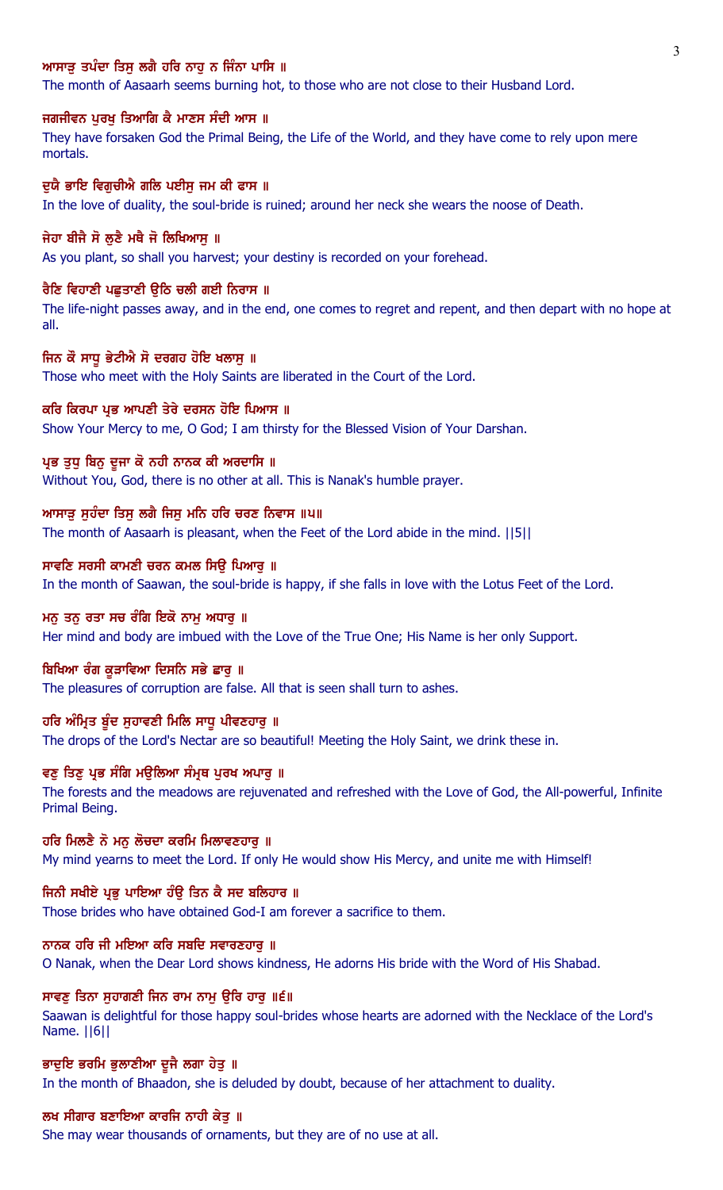ਆਸਾੜੁ ਤਪੰਦਾ ਤਿਸੁ ਲਗੈ ਹਰਿ ਨਾਹੁ ਨ ਜਿੰਨਾ ਪਾਸਿ ॥
The month of Aasaarh seems burning hot, to those who are not close to their Husband Lord.

ਜਗਜੀਵਨ ਪੁਰਖੁ ਤਿਆਗਿ ਕੈ ਮਾਣਸ ਸੰਦੀ ਆਸ ॥
They have forsaken God the Primal Being, the Life of the World, and they have come to rely upon mere mortals.

ਦੁਯੈ ਭਾਇ ਵਿਗੁਚੀਐ ਗਲਿ ਪਈਸੁ ਜਮ ਕੀ ਫਾਸ ॥
In the love of duality, the soul-bride is ruined; around her neck she wears the noose of Death.

ਜੇਹਾ ਬੀਜੈ ਸੋ ਲੁਣੈ ਮਥੈ ਜੋ ਲਿਖਿਆਸੁ ॥
As you plant, so shall you harvest; your destiny is recorded on your forehead.

ਰੈਣਿ ਵਿਹਾਣੀ ਪਛੁਤਾਣੀ ਉਠਿ ਚਲੀ ਗਈ ਨਿਰਾਸ ॥
The life-night passes away, and in the end, one comes to regret and repent, and then depart with no hope at all.

ਜਿਨ ਕੌ ਸਾਧੂ ਭੇਟੀਐ ਸੋ ਦਰਗਹ ਹੋਇ ਖਲਾਸੁ ॥
Those who meet with the Holy Saints are liberated in the Court of the Lord.

ਕਰਿ ਕਿਰਪਾ ਪ੍ਰਭ ਆਪਣੀ ਤੇਰੇ ਦਰਸਨ ਹੋਇ ਪਿਆਸ ॥
Show Your Mercy to me, O God; I am thirsty for the Blessed Vision of Your Darshan.

ਪ੍ਰਭ ਤੁਧੁ ਬਿਨੁ ਦੂਜਾ ਕੋ ਨਹੀ ਨਾਨਕ ਕੀ ਅਰਦਾਸਿ ॥
Without You, God, there is no other at all. This is Nanak's humble prayer.

ਆਸਾੜੁ ਸੁਹੰਦਾ ਤਿਸੁ ਲਗੈ ਜਿਸੁ ਮਨਿ ਹਰਿ ਚਰਣ ਨਿਵਾਸ ॥੫॥
The month of Aasaarh is pleasant, when the Feet of the Lord abide in the mind. ||5||

ਸਾਵਣਿ ਸਰਸੀ ਕਾਮਣੀ ਚਰਨ ਕਮਲ ਸਿਉ ਪਿਆਰੁ ॥
In the month of Saawan, the soul-bride is happy, if she falls in love with the Lotus Feet of the Lord.

ਮਨੁ ਤਨੁ ਰਤਾ ਸਚ ਰੰਗਿ ਇਕੋ ਨਾਮੁ ਅਧਾਰੁ ॥
Her mind and body are imbued with the Love of the True One; His Name is her only Support.

ਬਿਖਿਆ ਰੰਗ ਕੂੜਾਵਿਆ ਦਿਸਨਿ ਸਭੇ ਛਾਰੁ ॥
The pleasures of corruption are false. All that is seen shall turn to ashes.

ਹਰਿ ਅੰਮ੍ਰਿਤ ਬੂੰਦ ਸੁਹਾਵਣੀ ਮਿਲਿ ਸਾਧੂ ਪੀਵਣਹਾਰੁ ॥
The drops of the Lord's Nectar are so beautiful! Meeting the Holy Saint, we drink these in.

ਵਣੁ ਤਿਣੁ ਪ੍ਰਭ ਸੰਗਿ ਮਉਲਿਆ ਸੰਮ੍ਰਥ ਪੁਰਖ ਅਪਾਰੁ ॥
The forests and the meadows are rejuvenated and refreshed with the Love of God, the All-powerful, Infinite Primal Being.

ਹਰਿ ਮਿਲਣੈ ਨੋ ਮਨੁ ਲੋਚਦਾ ਕਰਮਿ ਮਿਲਾਵਣਹਾਰੁ ॥
My mind yearns to meet the Lord. If only He would show His Mercy, and unite me with Himself!

ਜਿਨੀ ਸਖੀਏ ਪ੍ਰਭੁ ਪਾਇਆ ਹੰਉ ਤਿਨ ਕੈ ਸਦ ਬਲਿਹਾਰ ॥
Those brides who have obtained God-I am forever a sacrifice to them.

ਨਾਨਕ ਹਰਿ ਜੀ ਮਇਆ ਕਰਿ ਸਬਦਿ ਸਵਾਰਣਹਾਰੁ ॥
O Nanak, when the Dear Lord shows kindness, He adorns His bride with the Word of His Shabad.

ਸਾਵਣੁ ਤਿਨਾ ਸੁਹਾਗਣੀ ਜਿਨ ਰਾਮ ਨਾਮੁ ਉਰਿ ਹਾਰੁ ॥੬॥
Saawan is delightful for those happy soul-brides whose hearts are adorned with the Necklace of the Lord's Name. ||6||

ਭਾਦੁਇ ਭਰਮਿ ਭੁਲਾਣੀਆ ਦੂਜੈ ਲਗਾ ਹੇਤੁ ॥
In the month of Bhaadon, she is deluded by doubt, because of her attachment to duality.

ਲਖ ਸੀਗਾਰ ਬਣਾਇਆ ਕਾਰਜਿ ਨਾਹੀ ਕੇਤੁ ॥
She may wear thousands of ornaments, but they are of no use at all.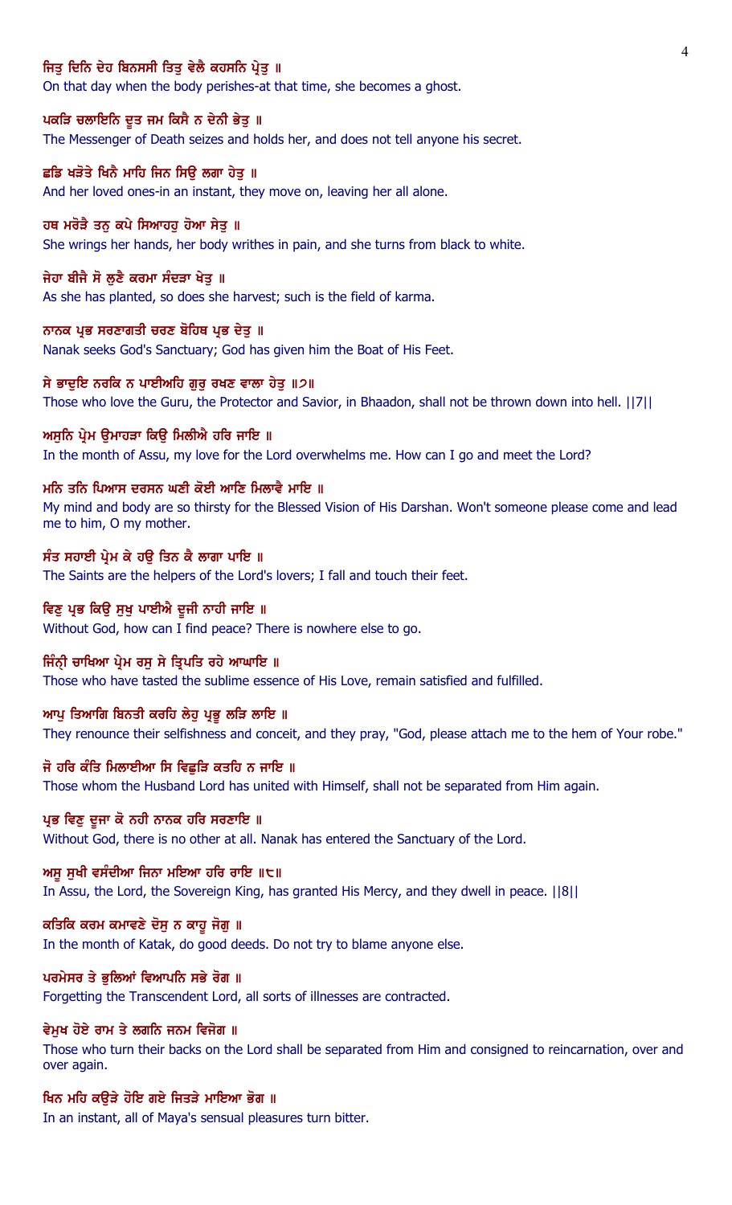ਜਿਤੁ ਦਿਨਿ ਦੇਹ ਬਿਨਸਸੀ ਤਿਤੁ ਵੇਲੈ ਕਹਸਨਿ ਪ੍ਰੇਤੁ ॥
On that day when the body perishes-at that time, she becomes a ghost.

ਪਕੜਿ ਚਲਾਇਨਿ ਦੂਤ ਜਮ ਕਿਸੈ ਨ ਦੇਨੀ ਭੇਤੁ ॥
The Messenger of Death seizes and holds her, and does not tell anyone his secret.

ਛਡਿ ਖੜੋਤੇ ਖਿਨੈ ਮਾਹਿ ਜਿਨ ਸਿਉ ਲਗਾ ਹੇਤੁ ॥
And her loved ones-in an instant, they move on, leaving her all alone.

ਹਥ ਮਰੋੜੈ ਤਨੁ ਕਪੇ ਸਿਆਹਹੁ ਹੋਆ ਸੇਤੁ ॥
She wrings her hands, her body writhes in pain, and she turns from black to white.

ਜੇਹਾ ਬੀਜੈ ਸੋ ਲੁਣੈ ਕਰਮਾ ਸੰਦੜਾ ਖੇਤੁ ॥
As she has planted, so does she harvest; such is the field of karma.

ਨਾਨਕ ਪ੍ਰਭ ਸਰਣਾਗਤੀ ਚਰਣ ਬੋਹਿਥ ਪ੍ਰਭ ਦੇਤੁ ॥
Nanak seeks God's Sanctuary; God has given him the Boat of His Feet.

ਸੇ ਭਾਦੁਇ ਨਰਕਿ ਨ ਪਾਈਅਹਿ ਗੁਰੁ ਰਖਣ ਵਾਲਾ ਹੇਤੁ ॥੭॥
Those who love the Guru, the Protector and Savior, in Bhaadon, shall not be thrown down into hell. ||7||

ਅਸੁਨਿ ਪ੍ਰੇਮ ਉਮਾਹੜਾ ਕਿਉ ਮਿਲੀਐ ਹਰਿ ਜਾਇ ॥
In the month of Assu, my love for the Lord overwhelms me. How can I go and meet the Lord?

ਮਨਿ ਤਨਿ ਪਿਆਸ ਦਰਸਨ ਘਣੀ ਕੋਈ ਆਣਿ ਮਿਲਾਵੈ ਮਾਇ ॥
My mind and body are so thirsty for the Blessed Vision of His Darshan. Won't someone please come and lead me to him, O my mother.

ਸੰਤ ਸਹਾਈ ਪ੍ਰੇਮ ਕੇ ਹਉ ਤਿਨ ਕੈ ਲਾਗਾ ਪਾਇ ॥
The Saints are the helpers of the Lord's lovers; I fall and touch their feet.

ਵਿਣੁ ਪ੍ਰਭ ਕਿਉ ਸੁਖੁ ਪਾਈਐ ਦੂਜੀ ਨਾਹੀ ਜਾਇ ॥
Without God, how can I find peace? There is nowhere else to go.

ਜਿੰਨ੍ਹੀ ਚਾਖਿਆ ਪ੍ਰੇਮ ਰਸੁ ਸੇ ਤ੍ਰਿਪਤਿ ਰਹੇ ਆਘਾਇ ॥
Those who have tasted the sublime essence of His Love, remain satisfied and fulfilled.

ਆਪੁ ਤਿਆਗਿ ਬਿਨਤੀ ਕਰਹਿ ਲੇਹੁ ਪ੍ਰਭੂ ਲੜਿ ਲਾਇ ॥
They renounce their selfishness and conceit, and they pray, "God, please attach me to the hem of Your robe."

ਜੋ ਹਰਿ ਕੰਤਿ ਮਿਲਾਈਆ ਸਿ ਵਿਛੁੜਿ ਕਤਹਿ ਨ ਜਾਇ ॥
Those whom the Husband Lord has united with Himself, shall not be separated from Him again.

ਪ੍ਰਭ ਵਿਣੁ ਦੂਜਾ ਕੋ ਨਹੀ ਨਾਨਕ ਹਰਿ ਸਰਣਾਇ ॥
Without God, there is no other at all. Nanak has entered the Sanctuary of the Lord.

ਅਸੂ ਸੁਖੀ ਵਸੰਦੀਆ ਜਿਨਾ ਮਇਆ ਹਰਿ ਰਾਇ ॥੮॥
In Assu, the Lord, the Sovereign King, has granted His Mercy, and they dwell in peace. ||8||

ਕਤਿਕਿ ਕਰਮ ਕਮਾਵਣੇ ਦੋਸੁ ਨ ਕਾਹੂ ਜੋਗੁ ॥
In the month of Katak, do good deeds. Do not try to blame anyone else.

ਪਰਮੇਸਰ ਤੇ ਭੁਲਿਆਂ ਵਿਆਪਨਿ ਸਭੇ ਰੋਗ ॥
Forgetting the Transcendent Lord, all sorts of illnesses are contracted.

ਵੇਮੁਖ ਹੋਏ ਰਾਮ ਤੇ ਲਗਨਿ ਜਨਮ ਵਿਜੋਗ ॥
Those who turn their backs on the Lord shall be separated from Him and consigned to reincarnation, over and over again.

ਖਿਨ ਮਹਿ ਕਉੜੇ ਹੋਇ ਗਏ ਜਿਤੜੇ ਮਾਇਆ ਭੋਗ ॥
In an instant, all of Maya's sensual pleasures turn bitter.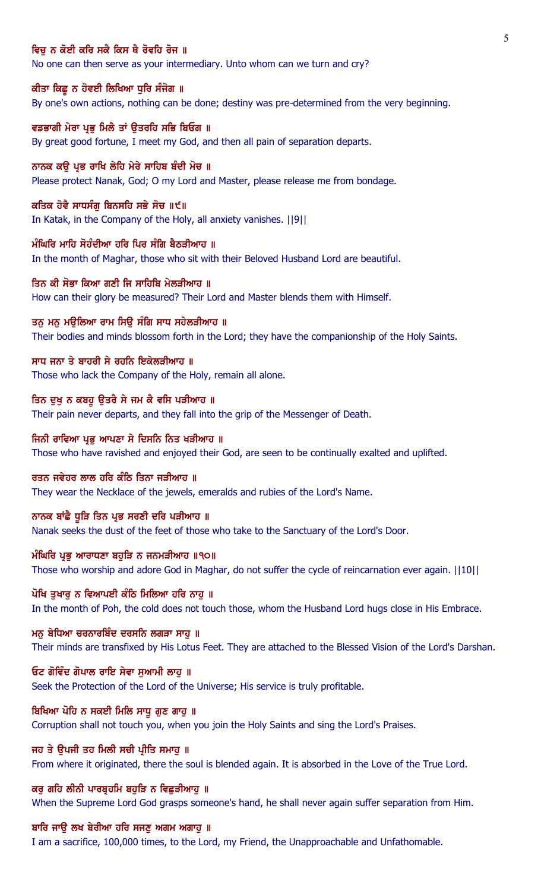ਵਿਚੁ ਨ ਕੋਈ ਕਰਿ ਸਕੈ ਕਿਸ ਥੈ ਰੋਵਹਿ ਰੋਜ ॥
No one can then serve as your intermediary. Unto whom can we turn and cry?

ਕੀਤਾ ਕਿਛੂ ਨ ਹੋਵਈ ਲਿਖਿਆ ਧੁਰਿ ਸੰਜੋਗ ॥
By one's own actions, nothing can be done; destiny was pre-determined from the very beginning.

ਵਡਭਾਗੀ ਮੇਰਾ ਪ੍ਰਭੁ ਮਿਲੈ ਤਾਂ ਉਤਰਹਿ ਸਭਿ ਬਿਓਗ ॥
By great good fortune, I meet my God, and then all pain of separation departs.

ਨਾਨਕ ਕਉ ਪ੍ਰਭ ਰਾਖਿ ਲੇਹਿ ਮੇਰੇ ਸਾਹਿਬ ਬੰਦੀ ਮੋਚ ॥
Please protect Nanak, God; O my Lord and Master, please release me from bondage.

ਕਤਿਕ ਹੋਵੈ ਸਾਧਸੰਗੁ ਬਿਨਸਹਿ ਸਭੇ ਸੋਚ ॥੯॥
In Katak, in the Company of the Holy, all anxiety vanishes. ||9||

ਮੰਘਿਰਿ ਮਾਹਿ ਸੋਹੰਦੀਆ ਹਰਿ ਪਿਰ ਸੰਗਿ ਬੈਠੜੀਆਹ ॥
In the month of Maghar, those who sit with their Beloved Husband Lord are beautiful.

ਤਿਨ ਕੀ ਸੋਭਾ ਕਿਆ ਗਣੀ ਜਿ ਸਾਹਿਬਿ ਮੇਲੜੀਆਹ ॥
How can their glory be measured? Their Lord and Master blends them with Himself.

ਤਨੁ ਮਨੁ ਮਉਲਿਆ ਰਾਮ ਸਿਉ ਸੰਗਿ ਸਾਧ ਸਹੇਲੜੀਆਹ ॥
Their bodies and minds blossom forth in the Lord; they have the companionship of the Holy Saints.

ਸਾਧ ਜਨਾ ਤੇ ਬਾਹਰੀ ਸੇ ਰਹਨਿ ਇਕੇਲੜੀਆਹ ॥
Those who lack the Company of the Holy, remain all alone.

ਤਿਨ ਦੁਖੁ ਨ ਕਬਹੂ ਉਤਰੈ ਸੇ ਜਮ ਕੈ ਵਸਿ ਪੜੀਆਹ ॥
Their pain never departs, and they fall into the grip of the Messenger of Death.

ਜਿਨੀ ਰਾਵਿਆ ਪ੍ਰਭੁ ਆਪਣਾ ਸੇ ਦਿਸਨਿ ਨਿਤ ਖੜੀਆਹ ॥
Those who have ravished and enjoyed their God, are seen to be continually exalted and uplifted.

ਰਤਨ ਜਵੇਹਰ ਲਾਲ ਹਰਿ ਕੰਠਿ ਤਿਨਾ ਜੜੀਆਹ ॥
They wear the Necklace of the jewels, emeralds and rubies of the Lord's Name.

ਨਾਨਕ ਬਾਂਛੈ ਧੂੜਿ ਤਿਨ ਪ੍ਰਭ ਸਰਣੀ ਦਰਿ ਪੜੀਆਹ ॥
Nanak seeks the dust of the feet of those who take to the Sanctuary of the Lord's Door.

ਮੰਘਿਰਿ ਪ੍ਰਭੁ ਆਰਾਧਣਾ ਬਹੁੜਿ ਨ ਜਨਮੜੀਆਹ ॥੧੦॥
Those who worship and adore God in Maghar, do not suffer the cycle of reincarnation ever again. ||10||

ਪੋਖਿ ਤੁਖਾਰੁ ਨ ਵਿਆਪਈ ਕੰਠਿ ਮਿਲਿਆ ਹਰਿ ਨਾਹੁ ॥
In the month of Poh, the cold does not touch those, whom the Husband Lord hugs close in His Embrace.

ਮਨੁ ਬੇਧਿਆ ਚਰਨਾਰਬਿੰਦ ਦਰਸਨਿ ਲਗੜਾ ਸਾਹੁ ॥
Their minds are transfixed by His Lotus Feet. They are attached to the Blessed Vision of the Lord's Darshan.

ਓਟ ਗੋਵਿੰਦ ਗੋਪਾਲ ਰਾਇ ਸੇਵਾ ਸੁਆਮੀ ਲਾਹੁ ॥
Seek the Protection of the Lord of the Universe; His service is truly profitable.

ਬਿਖਿਆ ਪੋਹਿ ਨ ਸਕਈ ਮਿਲਿ ਸਾਧੂ ਗੁਣ ਗਾਹੁ ॥
Corruption shall not touch you, when you join the Holy Saints and sing the Lord's Praises.

ਜਹ ਤੇ ਉਪਜੀ ਤਹ ਮਿਲੀ ਸਚੀ ਪ੍ਰੀਤਿ ਸਮਾਹੁ ॥
From where it originated, there the soul is blended again. It is absorbed in the Love of the True Lord.

ਕਰੁ ਗਹਿ ਲੀਨੀ ਪਾਰਬ੍ਰਹਮਿ ਬਹੁੜਿ ਨ ਵਿਛੁੜੀਆਹੁ ॥
When the Supreme Lord God grasps someone's hand, he shall never again suffer separation from Him.

ਬਾਰਿ ਜਾਉ ਲਖ ਬੇਰੀਆ ਹਰਿ ਸਜਣੁ ਅਗਮ ਅਗਾਹੁ ॥
I am a sacrifice, 100,000 times, to the Lord, my Friend, the Unapproachable and Unfathomable.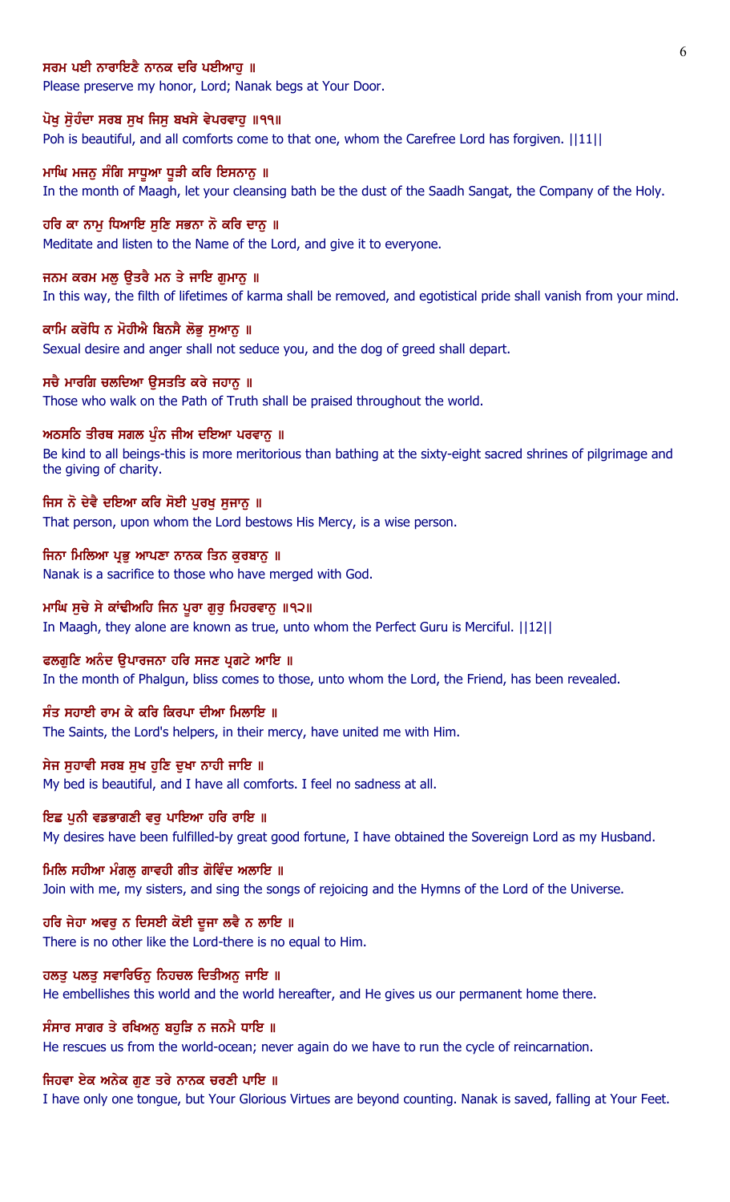**ਸਰਮ ਪਈ ਨਾਰਾਇਣੈ ਨਾਨਕ ਦਰਿ ਪਈਆਹੁ ॥**
Please preserve my honor, Lord; Nanak begs at Your Door.

**ਪੋਖੁ ਸੋੁਹੰਦਾ ਸਰਬ ਸੁਖ ਜਿਸੁ ਬਖਸੇ ਵੇਪਰਵਾਹੁ ॥੧੧॥**
Poh is beautiful, and all comforts come to that one, whom the Carefree Lord has forgiven. ||11||

**ਮਾਘਿ ਮਜਨੁ ਸੰਗਿ ਸਾਧੂਆ ਧੂੜੀ ਕਰਿ ਇਸਨਾਨੁ ॥**
In the month of Maagh, let your cleansing bath be the dust of the Saadh Sangat, the Company of the Holy.

**ਹਰਿ ਕਾ ਨਾਮੁ ਧਿਆਇ ਸੁਣਿ ਸਭਨਾ ਨੋ ਕਰਿ ਦਾਨੁ ॥**
Meditate and listen to the Name of the Lord, and give it to everyone.

**ਜਨਮ ਕਰਮ ਮਲੁ ਉਤਰੈ ਮਨ ਤੇ ਜਾਇ ਗੁਮਾਨੁ ॥**
In this way, the filth of lifetimes of karma shall be removed, and egotistical pride shall vanish from your mind.

**ਕਾਮਿ ਕਰੋਧਿ ਨ ਮੋਹੀਐ ਬਿਨਸੈ ਲੋਭੁ ਸੁਆਨੁ ॥**
Sexual desire and anger shall not seduce you, and the dog of greed shall depart.

**ਸਚੈ ਮਾਰਗਿ ਚਲਦਿਆ ਉਸਤਤਿ ਕਰੇ ਜਹਾਨੁ ॥**
Those who walk on the Path of Truth shall be praised throughout the world.

**ਅਠਸਠਿ ਤੀਰਥ ਸਗਲ ਪੁੰਨ ਜੀਅ ਦਇਆ ਪਰਵਾਨੁ ॥**
Be kind to all beings-this is more meritorious than bathing at the sixty-eight sacred shrines of pilgrimage and the giving of charity.

**ਜਿਸ ਨੋ ਦੇਵੈ ਦਇਆ ਕਰਿ ਸੋਈ ਪੁਰਖੁ ਸੁਜਾਨੁ ॥**
That person, upon whom the Lord bestows His Mercy, is a wise person.

**ਜਿਨਾ ਮਿਲਿਆ ਪ੍ਰਭੁ ਆਪਣਾ ਨਾਨਕ ਤਿਨ ਕੁਰਬਾਨੁ ॥**
Nanak is a sacrifice to those who have merged with God.

**ਮਾਘਿ ਸੁਚੇ ਸੇ ਕਾਂਢੀਅਹਿ ਜਿਨ ਪੂਰਾ ਗੁਰੁ ਮਿਹਰਵਾਨੁ ॥੧੨॥**
In Maagh, they alone are known as true, unto whom the Perfect Guru is Merciful. ||12||

**ਫਲਗੁਣਿ ਅਨੰਦ ਉਪਾਰਜਨਾ ਹਰਿ ਸਜਣ ਪ੍ਰਗਟੇ ਆਇ ॥**
In the month of Phalgun, bliss comes to those, unto whom the Lord, the Friend, has been revealed.

**ਸੰਤ ਸਹਾਈ ਰਾਮ ਕੇ ਕਰਿ ਕਿਰਪਾ ਦੀਆ ਮਿਲਾਇ ॥**
The Saints, the Lord's helpers, in their mercy, have united me with Him.

**ਸੇਜ ਸੁਹਾਵੀ ਸਰਬ ਸੁਖ ਹੁਣਿ ਦੁਖਾ ਨਾਹੀ ਜਾਇ ॥**
My bed is beautiful, and I have all comforts. I feel no sadness at all.

**ਇਛ ਪੁਨੀ ਵਡਭਾਗਣੀ ਵਰੁ ਪਾਇਆ ਹਰਿ ਰਾਇ ॥**
My desires have been fulfilled-by great good fortune, I have obtained the Sovereign Lord as my Husband.

**ਮਿਲਿ ਸਹੀਆ ਮੰਗਲੁ ਗਾਵਹੀ ਗੀਤ ਗੋਵਿੰਦ ਅਲਾਇ ॥**
Join with me, my sisters, and sing the songs of rejoicing and the Hymns of the Lord of the Universe.

**ਹਰਿ ਜੇਹਾ ਅਵਰੁ ਨ ਦਿਸਈ ਕੋਈ ਦੂਜਾ ਲਵੈ ਨ ਲਾਇ ॥**
There is no other like the Lord-there is no equal to Him.

**ਹਲਤੁ ਪਲਤੁ ਸਵਾਰਿਓਨੁ ਨਿਹਚਲ ਦਿਤੀਅਨੁ ਜਾਇ ॥**
He embellishes this world and the world hereafter, and He gives us our permanent home there.

**ਸੰਸਾਰ ਸਾਗਰ ਤੇ ਰਖਿਅਨੁ ਬਹੁੜਿ ਨ ਜਨਮੈ ਧਾਇ ॥**
He rescues us from the world-ocean; never again do we have to run the cycle of reincarnation.

**ਜਿਹਵਾ ਏਕ ਅਨੇਕ ਗੁਣ ਤਰੇ ਨਾਨਕ ਚਰਣੀ ਪਾਇ ॥**
I have only one tongue, but Your Glorious Virtues are beyond counting. Nanak is saved, falling at Your Feet.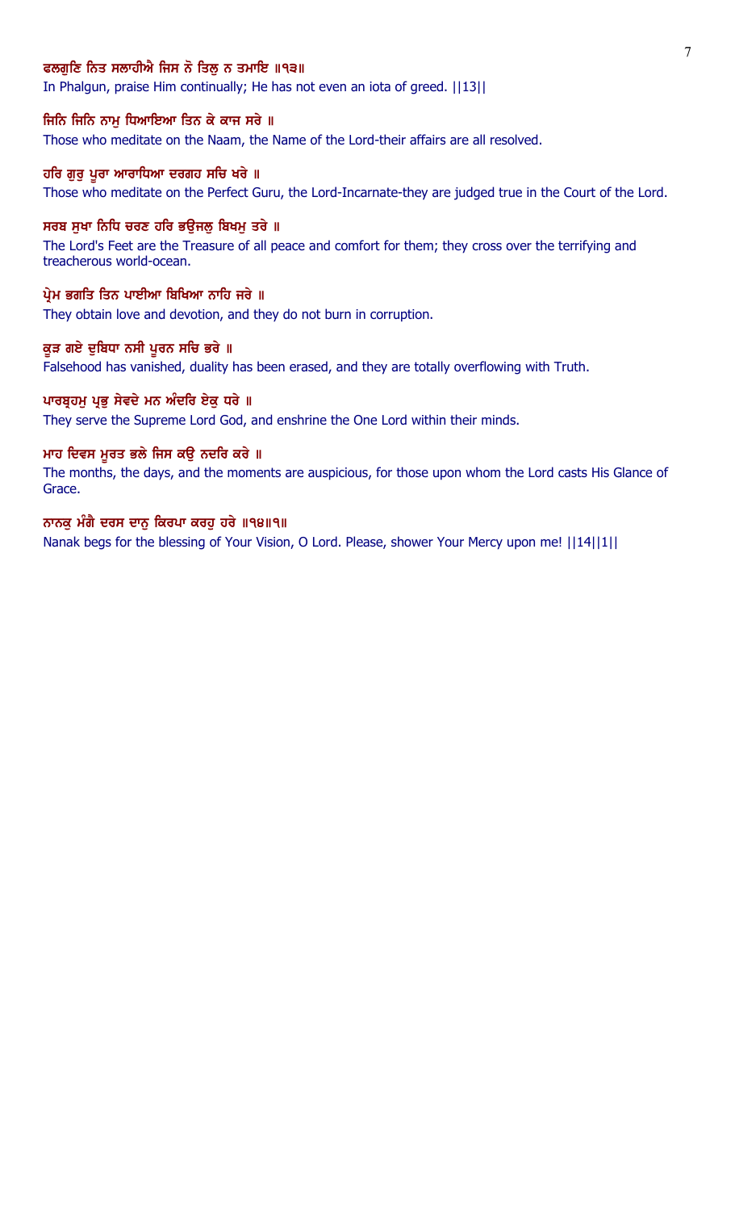**ਫਲਗੁਣਿ ਨਿਤ ਸਲਾਹੀਐ ਜਿਸ ਨੋ ਤਿਲੁ ਨ ਤਮਾਇ ॥੧੩॥**

In Phalgun, praise Him continually; He has not even an iota of greed. ||13||

**ਜਿਨਿ ਜਿਨਿ ਨਾਮੁ ਧਿਆਇਆ ਤਿਨ ਕੇ ਕਾਜ ਸਰੇ ॥**

Those who meditate on the Naam, the Name of the Lord-their affairs are all resolved.

**ਹਰਿ ਗੁਰੁ ਪੂਰਾ ਆਰਾਧਿਆ ਦਰਗਹ ਸਚਿ ਖਰੇ ॥**

Those who meditate on the Perfect Guru, the Lord-Incarnate-they are judged true in the Court of the Lord.

**ਸਰਬ ਸੁਖਾ ਨਿਧਿ ਚਰਣ ਹਰਿ ਭਉਜਲੁ ਬਿਖਮੁ ਤਰੇ ॥**

The Lord's Feet are the Treasure of all peace and comfort for them; they cross over the terrifying and treacherous world-ocean.

**ਪ੍ਰੇਮ ਭਗਤਿ ਤਿਨ ਪਾਈਆ ਬਿਖਿਆ ਨਾਹਿ ਜਰੇ ॥**

They obtain love and devotion, and they do not burn in corruption.

**ਕੂੜ ਗਏ ਦੁਬਿਧਾ ਨਸੀ ਪੂਰਨ ਸਚਿ ਭਰੇ ॥**

Falsehood has vanished, duality has been erased, and they are totally overflowing with Truth.

**ਪਾਰਬ੍ਰਹਮੁ ਪ੍ਰਭੁ ਸੇਵਦੇ ਮਨ ਅੰਦਰਿ ਏਕੁ ਧਰੇ ॥**

They serve the Supreme Lord God, and enshrine the One Lord within their minds.

**ਮਾਹ ਦਿਵਸ ਮੂਰਤ ਭਲੇ ਜਿਸ ਕਉ ਨਦਰਿ ਕਰੇ ॥**

The months, the days, and the moments are auspicious, for those upon whom the Lord casts His Glance of Grace.

**ਨਾਨਕੁ ਮੰਗੈ ਦਰਸ ਦਾਨੁ ਕਿਰਪਾ ਕਰਹੁ ਹਰੇ ॥੧੪॥੧॥**

Nanak begs for the blessing of Your Vision, O Lord. Please, shower Your Mercy upon me! ||14||1||